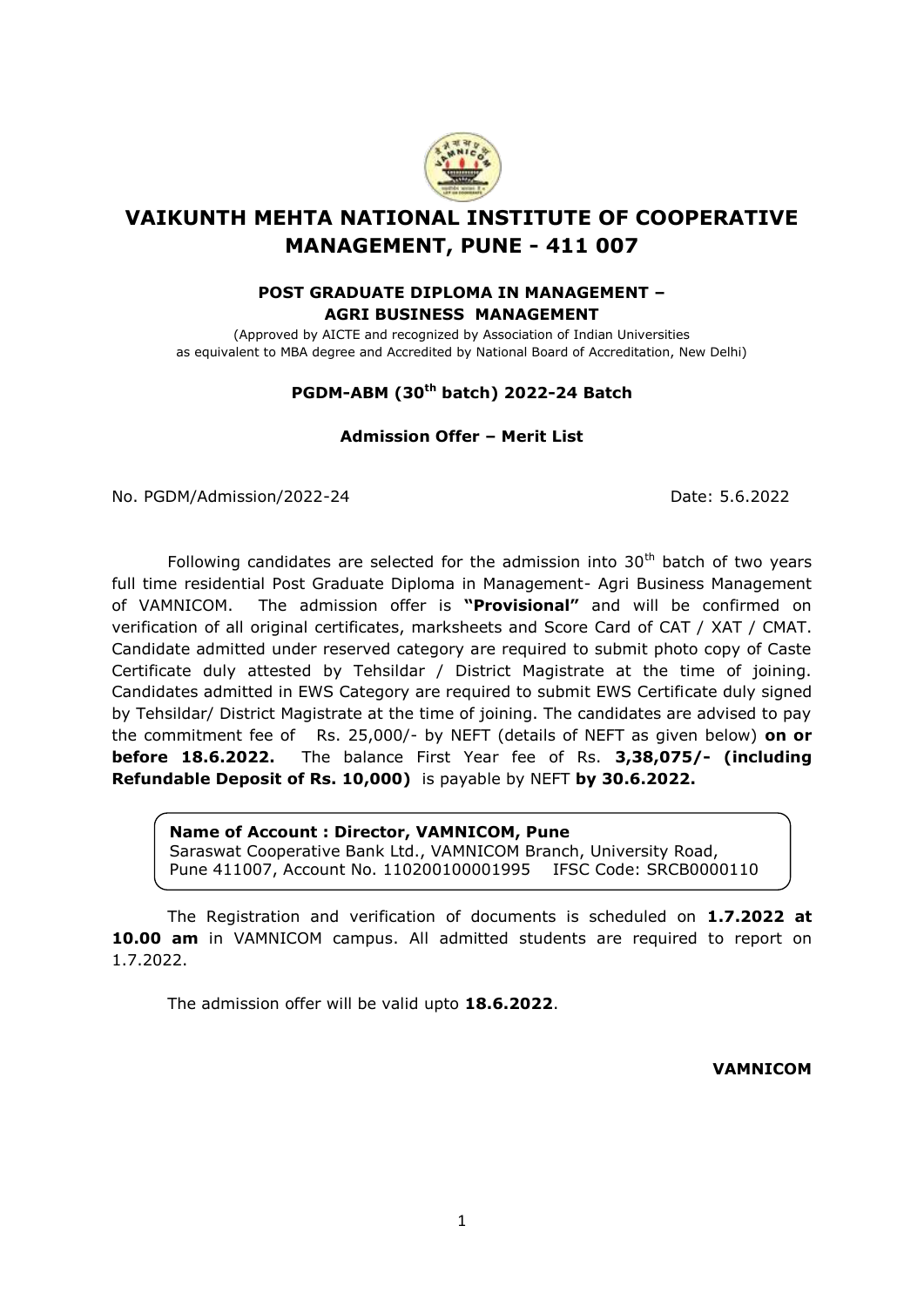# VAIKUNTH MEHTA NATIONAL INSTITUTE OF COOPERATIVE MANAGEMENT, PUNE - 411 007

### POST GRADUATE DIPLOMA IN MANAGEMENT – AGRI BUSINESS MANAGEMENT

(Approved by AICTE and recognized by Association of Indian Universities as equivalent to MBA degree and Accredited by National Board of Accreditation, New Delhi)

### PGDM-ABM (30th batch) 2022-24 Batch

### Admission Offer – Merit List

No. PGDM/Admission/2022-24                                                                 Date: 5.6.2022

Following candidates are selected for the admission into 30th batch of two years full time residential Post Graduate Diploma in Management- Agri Business Management of VAMNICOM. The admission offer is **"Provisional"** and will be confirmed on verification of all original certificates, marksheets and Score Card of CAT / XAT / CMAT. Candidate admitted under reserved category are required to submit photo copy of Caste Certificate duly attested by Tehsildar / District Magistrate at the time of joining. Candidates admitted in EWS Category are required to submit EWS Certificate duly signed by Tehsildar/ District Magistrate at the time of joining. The candidates are advised to pay the commitment fee of Rs. 25,000/- by NEFT (details of NEFT as given below) **on or before 18.6.2022.** The balance First Year fee of Rs. **3,38,075/- (including Refundable Deposit of Rs. 10,000)** is payable by NEFT **by 30.6.2022.**

**Name of Account : Director, VAMNICOM, Pune**
Saraswat Cooperative Bank Ltd., VAMNICOM Branch, University Road, Pune 411007, Account No. 110200100001995    IFSC Code: SRCB0000110

The Registration and verification of documents is scheduled on **1.7.2022 at 10.00 am** in VAMNICOM campus. All admitted students are required to report on 1.7.2022.

The admission offer will be valid upto **18.6.2022**.

**VAMNICOM**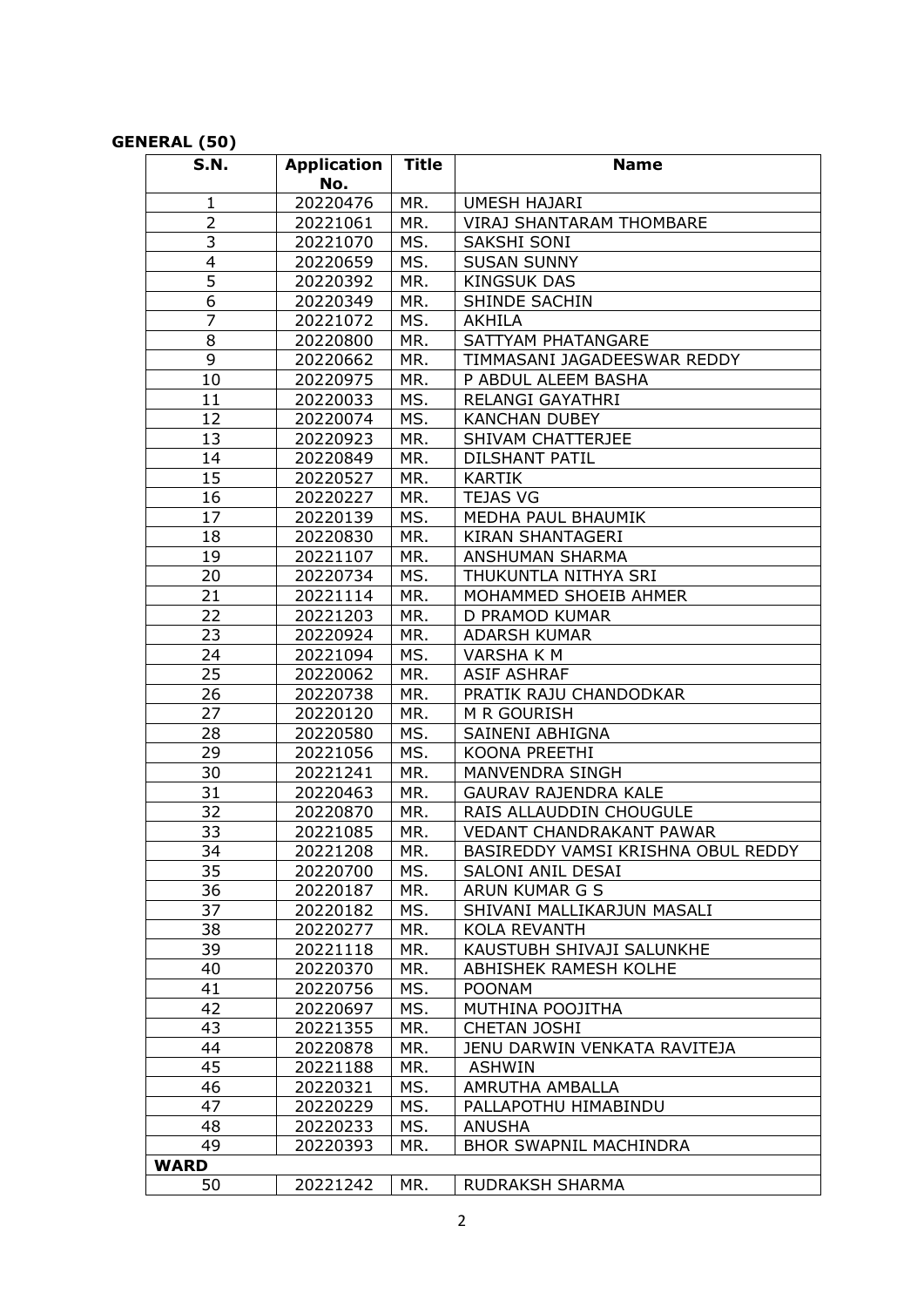**GENERAL (50)**

| S.N. | Application No. | Title | Name |
|---|---|---|---|
| 1 | 20220476 | MR. | UMESH HAJARI |
| 2 | 20221061 | MR. | VIRAJ SHANTARAM THOMBARE |
| 3 | 20221070 | MS. | SAKSHI SONI |
| 4 | 20220659 | MS. | SUSAN SUNNY |
| 5 | 20220392 | MR. | KINGSUK DAS |
| 6 | 20220349 | MR. | SHINDE SACHIN |
| 7 | 20221072 | MS. | AKHILA |
| 8 | 20220800 | MR. | SATTYAM PHATANGARE |
| 9 | 20220662 | MR. | TIMMASANI JAGADEESWAR REDDY |
| 10 | 20220975 | MR. | P ABDUL ALEEM BASHA |
| 11 | 20220033 | MS. | RELANGI GAYATHRI |
| 12 | 20220074 | MS. | KANCHAN DUBEY |
| 13 | 20220923 | MR. | SHIVAM CHATTERJEE |
| 14 | 20220849 | MR. | DILSHANT PATIL |
| 15 | 20220527 | MR. | KARTIK |
| 16 | 20220227 | MR. | TEJAS VG |
| 17 | 20220139 | MS. | MEDHA PAUL BHAUMIK |
| 18 | 20220830 | MR. | KIRAN SHANTAGERI |
| 19 | 20221107 | MR. | ANSHUMAN SHARMA |
| 20 | 20220734 | MS. | THUKUNTLA NITHYA SRI |
| 21 | 20221114 | MR. | MOHAMMED SHOEIB AHMER |
| 22 | 20221203 | MR. | D PRAMOD KUMAR |
| 23 | 20220924 | MR. | ADARSH KUMAR |
| 24 | 20221094 | MS. | VARSHA K M |
| 25 | 20220062 | MR. | ASIF ASHRAF |
| 26 | 20220738 | MR. | PRATIK RAJU CHANDODKAR |
| 27 | 20220120 | MR. | M R GOURISH |
| 28 | 20220580 | MS. | SAINENI ABHIGNA |
| 29 | 20221056 | MS. | KOONA PREETHI |
| 30 | 20221241 | MR. | MANVENDRA SINGH |
| 31 | 20220463 | MR. | GAURAV RAJENDRA KALE |
| 32 | 20220870 | MR. | RAIS ALLAUDDIN CHOUGULE |
| 33 | 20221085 | MR. | VEDANT CHANDRAKANT PAWAR |
| 34 | 20221208 | MR. | BASIREDDY VAMSI KRISHNA OBUL REDDY |
| 35 | 20220700 | MS. | SALONI ANIL DESAI |
| 36 | 20220187 | MR. | ARUN KUMAR G S |
| 37 | 20220182 | MS. | SHIVANI MALLIKARJUN MASALI |
| 38 | 20220277 | MR. | KOLA REVANTH |
| 39 | 20221118 | MR. | KAUSTUBH SHIVAJI SALUNKHE |
| 40 | 20220370 | MR. | ABHISHEK RAMESH KOLHE |
| 41 | 20220756 | MS. | POONAM |
| 42 | 20220697 | MS. | MUTHINA POOJITHA |
| 43 | 20221355 | MR. | CHETAN JOSHI |
| 44 | 20220878 | MR. | JENU DARWIN VENKATA RAVITEJA |
| 45 | 20221188 | MR. | ASHWIN |
| 46 | 20220321 | MS. | AMRUTHA AMBALLA |
| 47 | 20220229 | MS. | PALLAPOTHU HIMABINDU |
| 48 | 20220233 | MS. | ANUSHA |
| 49 | 20220393 | MR. | BHOR SWAPNIL MACHINDRA |
| **WARD** | | | |
| 50 | 20221242 | MR. | RUDRAKSH SHARMA |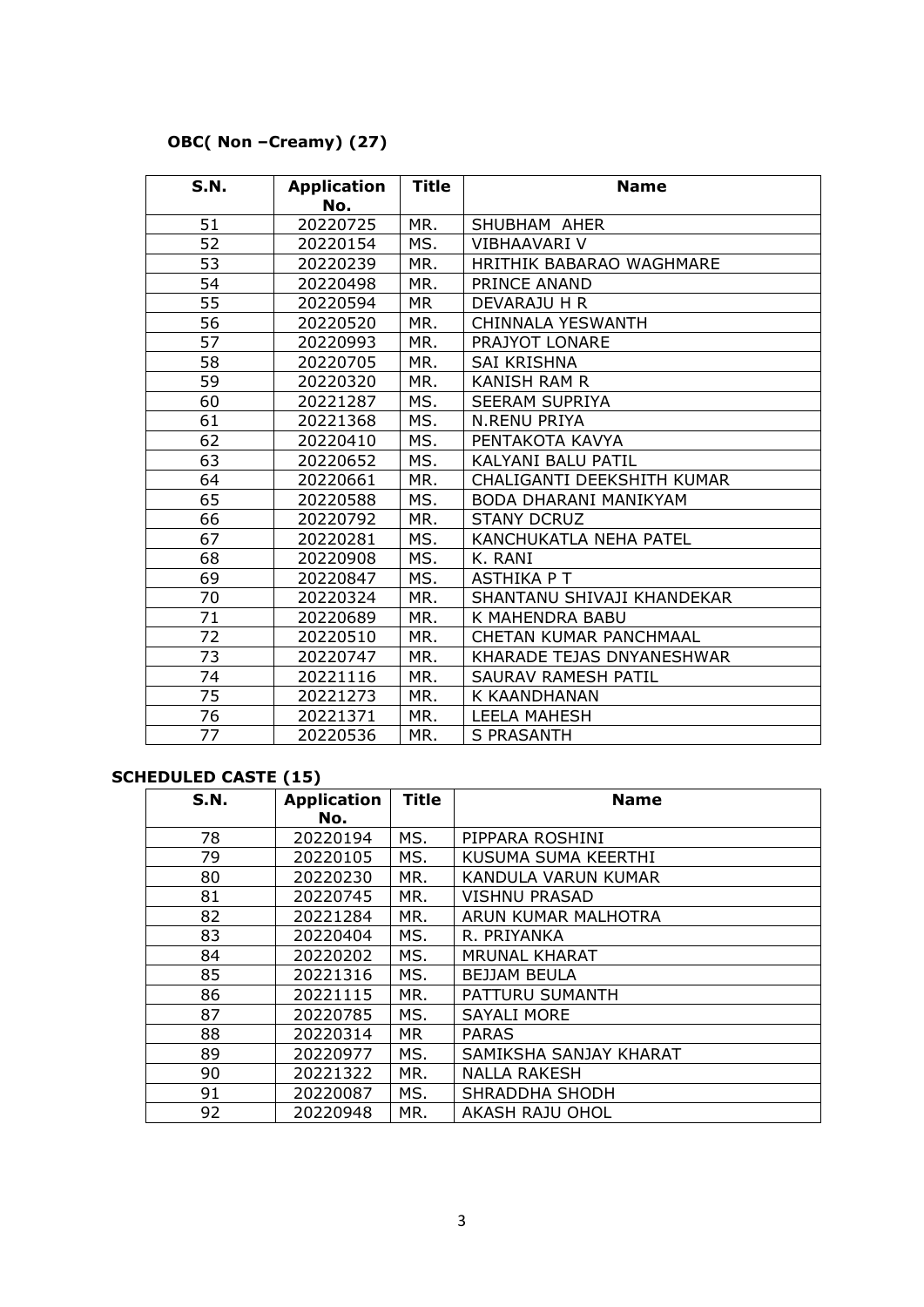**OBC( Non –Creamy) (27)**

| S.N. | Application No. | Title | Name |
|---|---|---|---|
| 51 | 20220725 | MR. | SHUBHAM AHER |
| 52 | 20220154 | MS. | VIBHAAVARI V |
| 53 | 20220239 | MR. | HRITHIK BABARAO WAGHMARE |
| 54 | 20220498 | MR. | PRINCE ANAND |
| 55 | 20220594 | MR | DEVARAJU H R |
| 56 | 20220520 | MR. | CHINNALA YESWANTH |
| 57 | 20220993 | MR. | PRAJYOT LONARE |
| 58 | 20220705 | MR. | SAI KRISHNA |
| 59 | 20220320 | MR. | KANISH RAM R |
| 60 | 20221287 | MS. | SEERAM SUPRIYA |
| 61 | 20221368 | MS. | N.RENU PRIYA |
| 62 | 20220410 | MS. | PENTAKOTA KAVYA |
| 63 | 20220652 | MS. | KALYANI BALU PATIL |
| 64 | 20220661 | MR. | CHALIGANTI DEEKSHITH KUMAR |
| 65 | 20220588 | MS. | BODA DHARANI MANIKYAM |
| 66 | 20220792 | MR. | STANY DCRUZ |
| 67 | 20220281 | MS. | KANCHUKATLA NEHA PATEL |
| 68 | 20220908 | MS. | K. RANI |
| 69 | 20220847 | MS. | ASTHIKA P T |
| 70 | 20220324 | MR. | SHANTANU SHIVAJI KHANDEKAR |
| 71 | 20220689 | MR. | K MAHENDRA BABU |
| 72 | 20220510 | MR. | CHETAN KUMAR PANCHMAAL |
| 73 | 20220747 | MR. | KHARADE TEJAS DNYANESHWAR |
| 74 | 20221116 | MR. | SAURAV RAMESH PATIL |
| 75 | 20221273 | MR. | K KAANDHANAN |
| 76 | 20221371 | MR. | LEELA MAHESH |
| 77 | 20220536 | MR. | S PRASANTH |

**SCHEDULED CASTE (15)**

| S.N. | Application No. | Title | Name |
|---|---|---|---|
| 78 | 20220194 | MS. | PIPPARA ROSHINI |
| 79 | 20220105 | MS. | KUSUMA SUMA KEERTHI |
| 80 | 20220230 | MR. | KANDULA VARUN KUMAR |
| 81 | 20220745 | MR. | VISHNU PRASAD |
| 82 | 20221284 | MR. | ARUN KUMAR MALHOTRA |
| 83 | 20220404 | MS. | R. PRIYANKA |
| 84 | 20220202 | MS. | MRUNAL KHARAT |
| 85 | 20221316 | MS. | BEJJAM BEULA |
| 86 | 20221115 | MR. | PATTURU SUMANTH |
| 87 | 20220785 | MS. | SAYALI MORE |
| 88 | 20220314 | MR | PARAS |
| 89 | 20220977 | MS. | SAMIKSHA SANJAY KHARAT |
| 90 | 20221322 | MR. | NALLA RAKESH |
| 91 | 20220087 | MS. | SHRADDHA SHODH |
| 92 | 20220948 | MR. | AKASH RAJU OHOL |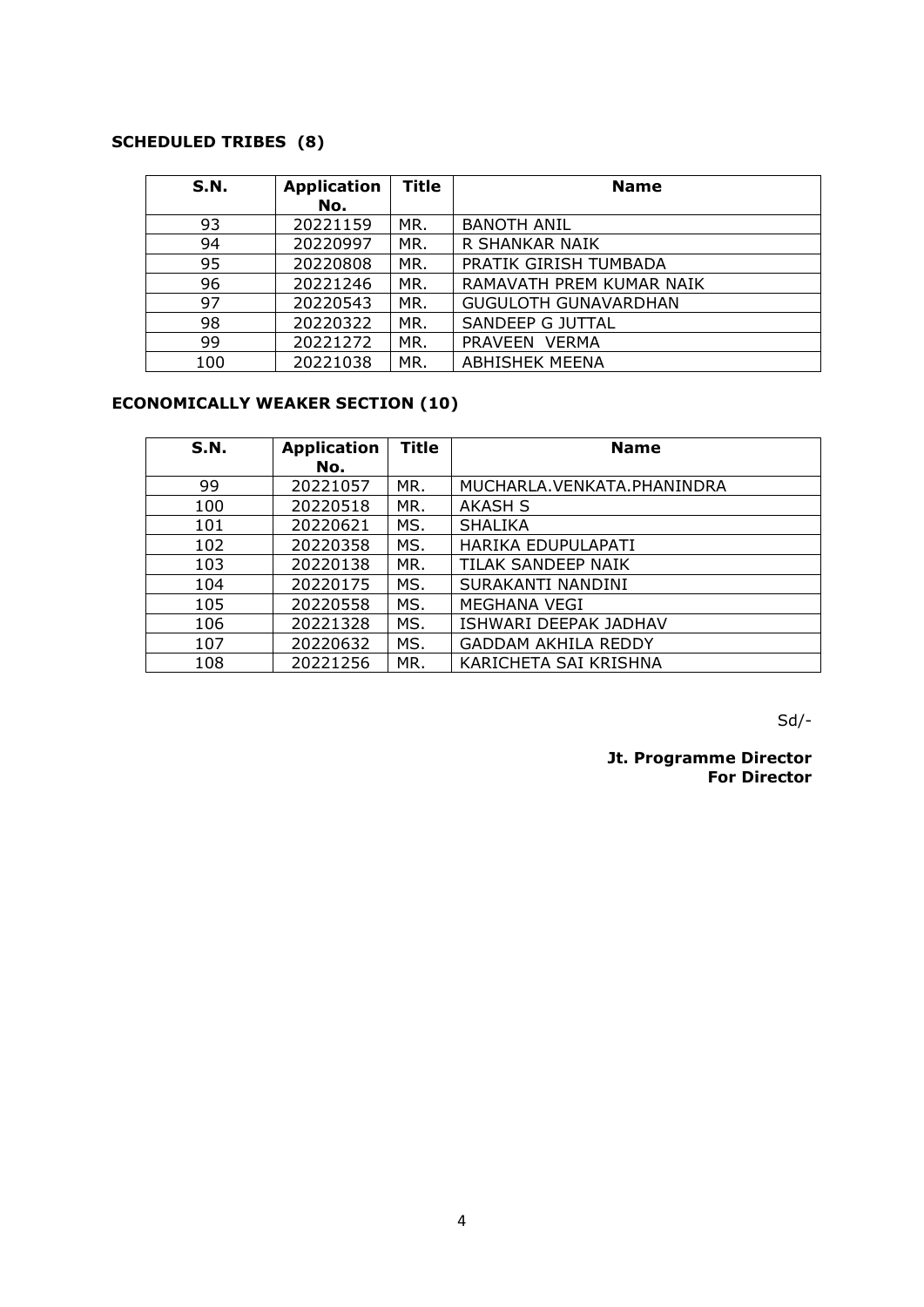**SCHEDULED TRIBES (8)**

| S.N. | Application No. | Title | Name |
|---|---|---|---|
| 93 | 20221159 | MR. | BANOTH ANIL |
| 94 | 20220997 | MR. | R SHANKAR NAIK |
| 95 | 20220808 | MR. | PRATIK GIRISH TUMBADA |
| 96 | 20221246 | MR. | RAMAVATH PREM KUMAR NAIK |
| 97 | 20220543 | MR. | GUGULOTH GUNAVARDHAN |
| 98 | 20220322 | MR. | SANDEEP G JUTTAL |
| 99 | 20221272 | MR. | PRAVEEN VERMA |
| 100 | 20221038 | MR. | ABHISHEK MEENA |

**ECONOMICALLY WEAKER SECTION (10)**

| S.N. | Application No. | Title | Name |
|---|---|---|---|
| 99 | 20221057 | MR. | MUCHARLA.VENKATA.PHANINDRA |
| 100 | 20220518 | MR. | AKASH S |
| 101 | 20220621 | MS. | SHALIKA |
| 102 | 20220358 | MS. | HARIKA EDUPULAPATI |
| 103 | 20220138 | MR. | TILAK SANDEEP NAIK |
| 104 | 20220175 | MS. | SURAKANTI NANDINI |
| 105 | 20220558 | MS. | MEGHANA VEGI |
| 106 | 20221328 | MS. | ISHWARI DEEPAK JADHAV |
| 107 | 20220632 | MS. | GADDAM AKHILA REDDY |
| 108 | 20221256 | MR. | KARICHETA SAI KRISHNA |

Sd/-

**Jt. Programme Director**
**For Director**